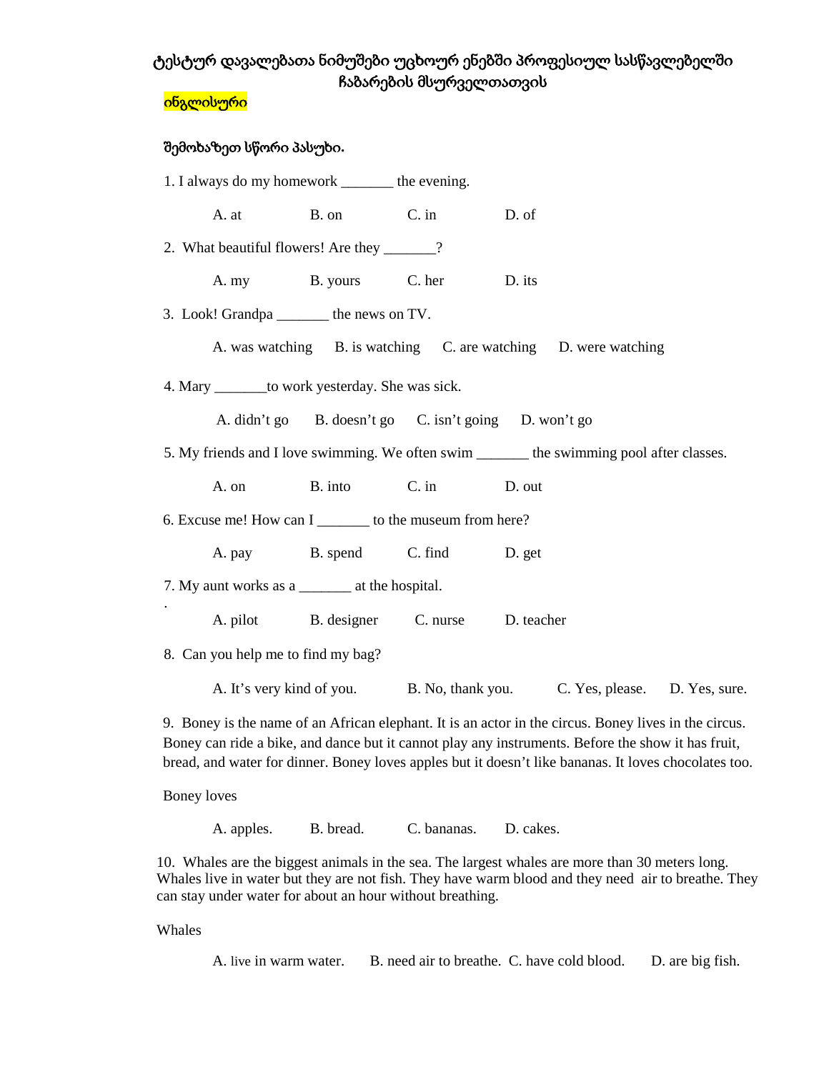# ტესტურ დავალებათა ნიმუშები უცხოურ ენებში პროფესიულ სასწავლებელში ჩაბარების მსურველთათვის

**ინგლისური**

**შემოხაზეთ სწორი პასუხი.**

1. I always do my homework _______ the evening.

   A. at    B. on    C. in    D. of

2. What beautiful flowers! Are they _______?

   A. my    B. yours    C. her    D. its

3. Look! Grandpa _______ the news on TV.

   A. was watching    B. is watching    C. are watching    D. were watching

4. Mary _______to work yesterday. She was sick.

   A. didn't go    B. doesn't go    C. isn't going    D. won't go

5. My friends and I love swimming. We often swim _______ the swimming pool after classes.

   A. on    B. into    C. in    D. out

6. Excuse me! How can I _______ to the museum from here?

   A. pay    B. spend    C. find    D. get

7. My aunt works as a _______ at the hospital.

   A. pilot    B. designer    C. nurse    D. teacher

8. Can you help me to find my bag?

   A. It's very kind of you.    B. No, thank you.    C. Yes, please.    D. Yes, sure.

9. Boney is the name of an African elephant. It is an actor in the circus. Boney lives in the circus. Boney can ride a bike, and dance but it cannot play any instruments. Before the show it has fruit, bread, and water for dinner. Boney loves apples but it doesn't like bananas. It loves chocolates too.

   Boney loves

   A. apples.    B. bread.    C. bananas.    D. cakes.

10. Whales are the biggest animals in the sea. The largest whales are more than 30 meters long. Whales live in water but they are not fish. They have warm blood and they need air to breathe. They can stay under water for about an hour without breathing.

    Whales

    A. live in warm water.    B. need air to breathe.    C. have cold blood.    D. are big fish.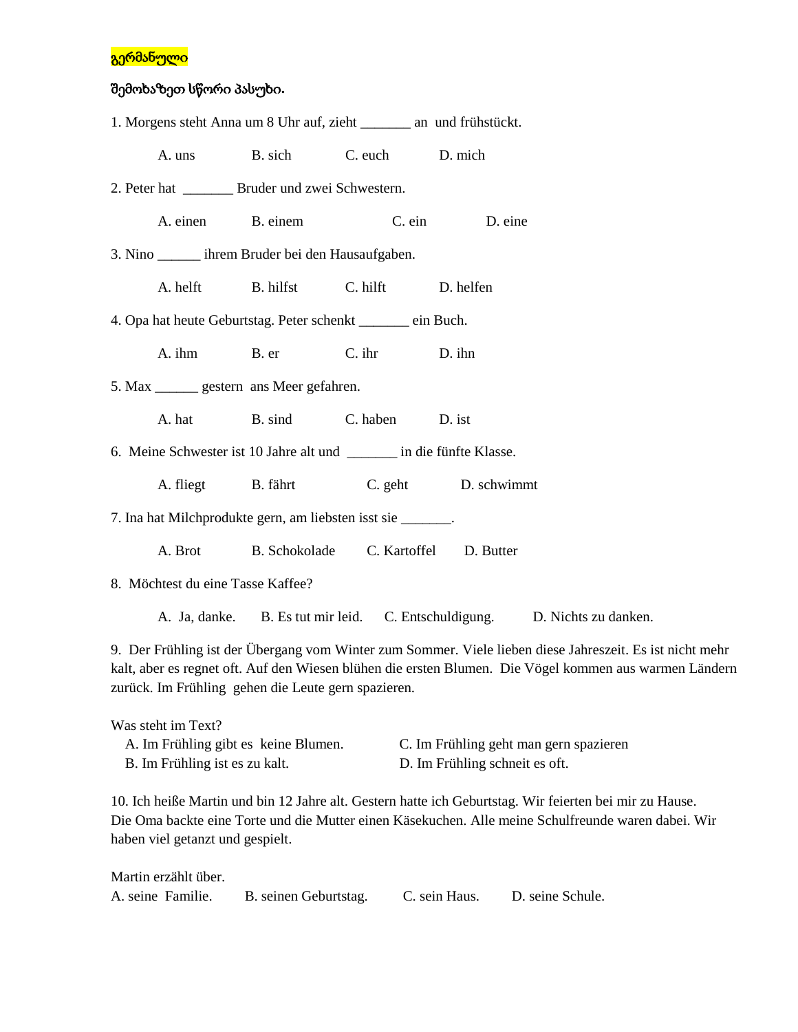**გერმანული**

**შემოხაზეთ სწორი პასუხი.**

1. Morgens steht Anna um 8 Uhr auf, zieht _______ an und frühstückt.

   A. uns B. sich C. euch D. mich

2. Peter hat _______ Bruder und zwei Schwestern.

   A. einen B. einem C. ein D. eine

3. Nino ______ ihrem Bruder bei den Hausaufgaben.

   A. helft B. hilfst C. hilft D. helfen

4. Opa hat heute Geburtstag. Peter schenkt _______ ein Buch.

   A. ihm B. er C. ihr D. ihn

5. Max ______ gestern ans Meer gefahren.

   A. hat B. sind C. haben D. ist

6. Meine Schwester ist 10 Jahre alt und _______ in die fünfte Klasse.

   A. fliegt B. fährt C. geht D. schwimmt

7. Ina hat Milchprodukte gern, am liebsten isst sie _______.

   A. Brot B. Schokolade C. Kartoffel D. Butter

8. Möchtest du eine Tasse Kaffee?

   A. Ja, danke. B. Es tut mir leid. C. Entschuldigung. D. Nichts zu danken.

9. Der Frühling ist der Übergang vom Winter zum Sommer. Viele lieben diese Jahreszeit. Es ist nicht mehr kalt, aber es regnet oft. Auf den Wiesen blühen die ersten Blumen. Die Vögel kommen aus warmen Ländern zurück. Im Frühling gehen die Leute gern spazieren.

Was steht im Text?

   A. Im Frühling gibt es keine Blumen.
   B. Im Frühling ist es zu kalt.
   C. Im Frühling geht man gern spazieren
   D. Im Frühling schneit es oft.

10. Ich heiße Martin und bin 12 Jahre alt. Gestern hatte ich Geburtstag. Wir feierten bei mir zu Hause. Die Oma backte eine Torte und die Mutter einen Käsekuchen. Alle meine Schulfreunde waren dabei. Wir haben viel getanzt und gespielt.

Martin erzählt über.

A. seine Familie. B. seinen Geburtstag. C. sein Haus. D. seine Schule.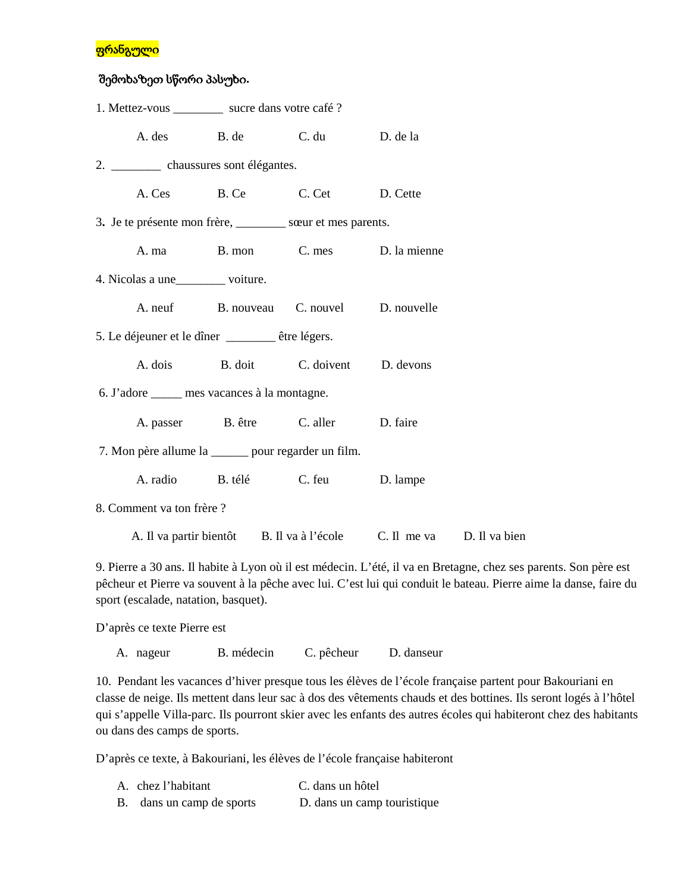ფრანგული

შემოხაზეთ სწორი პასუხი.

1. Mettez-vous ________ sucre dans votre café ?

A. des B. de C. du D. de la

2. ________ chaussures sont élégantes.

A. Ces B. Ce C. Cet D. Cette

3. Je te présente mon frère, ________ sœur et mes parents.

A. ma B. mon C. mes D. la mienne

4. Nicolas a une________ voiture.

A. neuf B. nouveau C. nouvel D. nouvelle

5. Le déjeuner et le dîner ________ être légers.

A. dois B. doit C. doivent D. devons

6. J'adore _____ mes vacances à la montagne.

A. passer B. être C. aller D. faire

7. Mon père allume la ______ pour regarder un film.

A. radio B. télé C. feu D. lampe

8. Comment va ton frère ?

A. Il va partir bientôt B. Il va à l'école C. Il me va D. Il va bien

9. Pierre a 30 ans. Il habite à Lyon où il est médecin. L'été, il va en Bretagne, chez ses parents. Son père est pêcheur et Pierre va souvent à la pêche avec lui. C'est lui qui conduit le bateau. Pierre aime la danse, faire du sport (escalade, natation, basquet).

D'après ce texte Pierre est

A. nageur B. médecin C. pêcheur D. danseur

10. Pendant les vacances d'hiver presque tous les élèves de l'école française partent pour Bakouriani en classe de neige. Ils mettent dans leur sac à dos des vêtements chauds et des bottines. Ils seront logés à l'hôtel qui s'appelle Villa-parc. Ils pourront skier avec les enfants des autres écoles qui habiteront chez des habitants ou dans des camps de sports.

D'après ce texte, à Bakouriani, les élèves de l'école française habiteront

A. chez l'habitant
B. dans un camp de sports
C. dans un hôtel
D. dans un camp touristique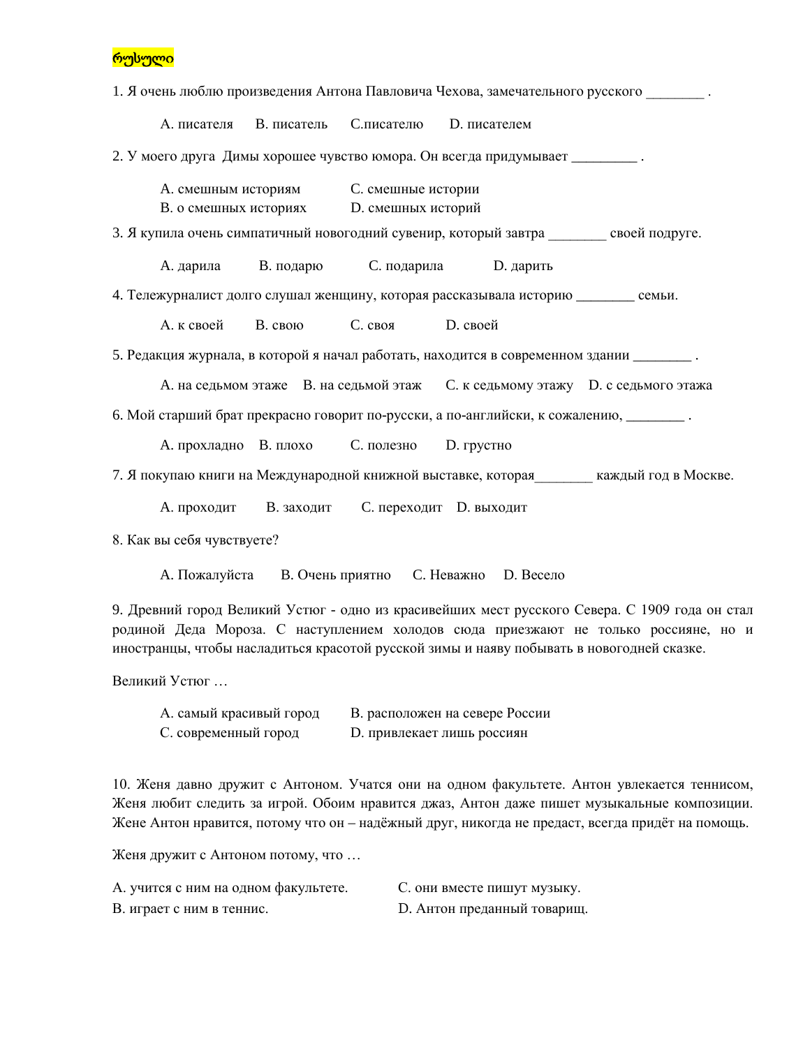**რუსული**

1. Я очень люблю произведения Антона Павловича Чехова, замечательного русского ________ .

A. писателя B. писатель C.писателю D. писателем

2. У моего друга Димы хорошее чувство юмора. Он всегда придумывает _________ .

A. смешным историям C. смешные истории
B. о смешных историях D. смешных историй

3. Я купила очень симпатичный новогодний сувенир, который завтра ________ своей подруге.

A. дарила B. подарю C. подарила D. дарить

4. Тележурналист долго слушал женщину, которая рассказывала историю ________ семьи.

A. к своей B. свою C. своя D. своей

5. Редакция журнала, в которой я начал работать, находится в современном здании ________ .

A. на седьмом этаже B. на седьмой этаж C. к седьмому этажу D. с седьмого этажа

6. Мой старший брат прекрасно говорит по-русски, а по-английски, к сожалению, ________ .

A. прохладно B. плохо C. полезно D. грустно

7. Я покупаю книги на Международной книжной выставке, которая________ каждый год в Москве.

A. проходит B. заходит C. переходит D. выходит

8. Как вы себя чувствуете?

A. Пожалуйста B. Очень приятно C. Неважно D. Весело

9. Древний город Великий Устюг - одно из красивейших мест русского Севера. С 1909 года он стал родиной Деда Мороза. С наступлением холодов сюда приезжают не только россияне, но и иностранцы, чтобы насладиться красотой русской зимы и наяву побывать в новогодней сказке.

Великий Устюг …

A. самый красивый город B. расположен на севере России
C. современный город D. привлекает лишь россиян

10. Женя давно дружит с Антоном. Учатся они на одном факультете. Антон увлекается теннисом, Женя любит следить за игрой. Обоим нравится джаз, Антон даже пишет музыкальные композиции. Жене Антон нравится, потому что он – надёжный друг, никогда не предаст, всегда придёт на помощь.

Женя дружит с Антоном потому, что …

A. учится с ним на одном факультете. C. они вместе пишут музыку.
B. играет с ним в теннис. D. Антон преданный товарищ.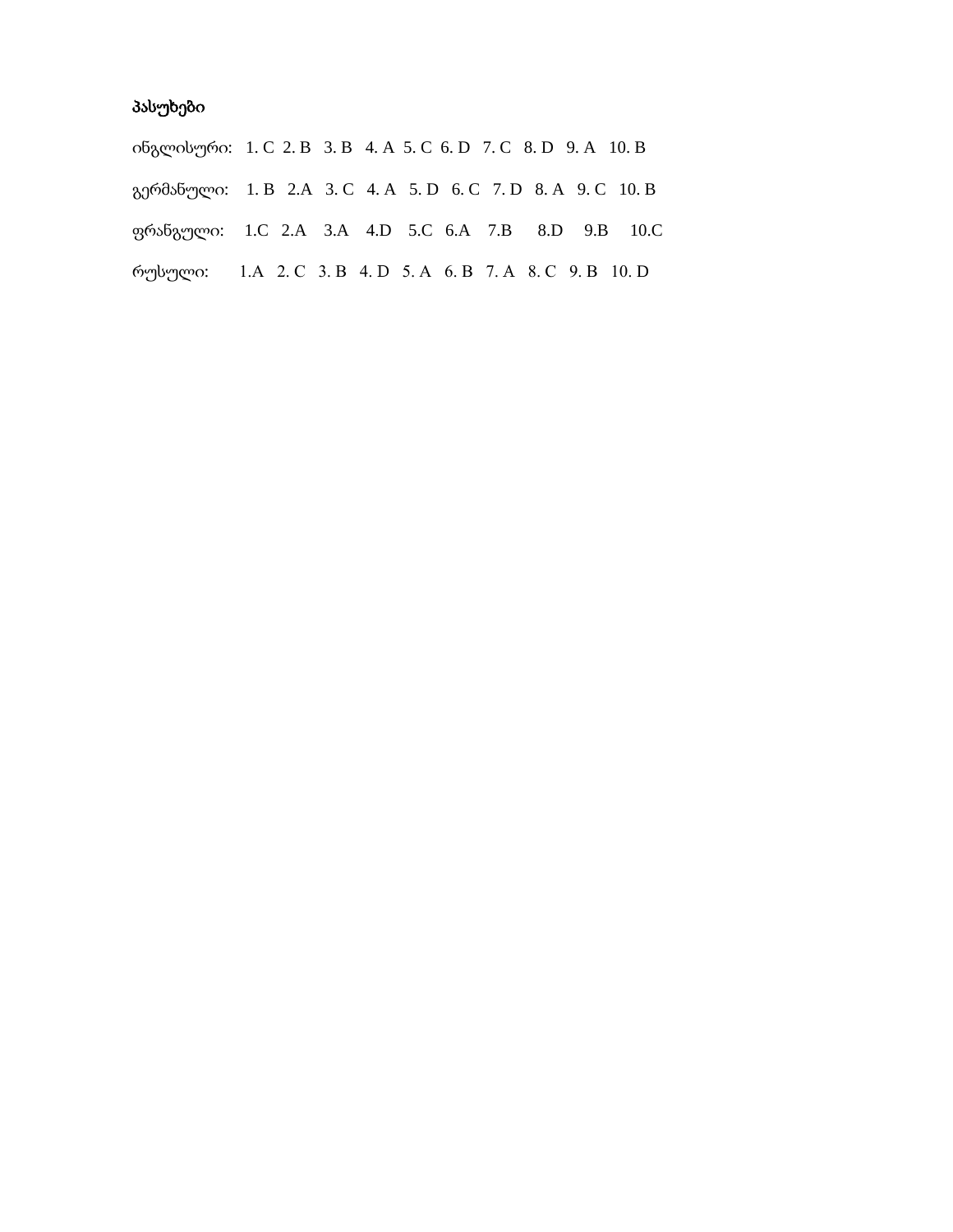**პასუხები**

ინგლისური: 1. C 2. B 3. B 4. A 5. C 6. D 7. C 8. D 9. A 10. B

გერმანული: 1. B 2.A 3. C 4. A 5. D 6. C 7. D 8. A 9. C 10. B

ფრანგული: 1.C 2.A 3.A 4.D 5.C 6.A 7.B 8.D 9.B 10.C

რუსული: 1.A 2. C 3. B 4. D 5. A 6. B 7. A 8. C 9. B 10. D